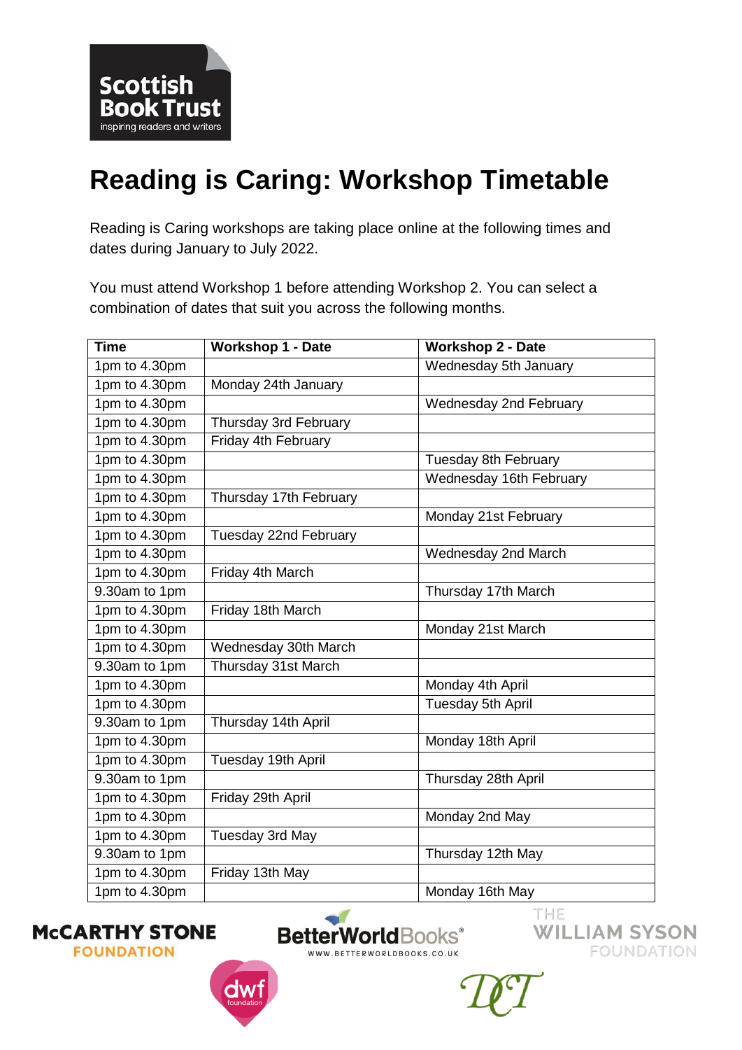# Reading is Caring: Workshop Timetable

Reading is Caring workshops are taking place online at the following times and dates during January to July 2022.

You must attend Workshop 1 before attending Workshop 2. You can select a combination of dates that suit you across the following months.

| Time | Workshop 1 - Date | Workshop 2 - Date |
|---|---|---|
| 1pm to 4.30pm | | Wednesday 5th January |
| 1pm to 4.30pm | Monday 24th January | |
| 1pm to 4.30pm | | Wednesday 2nd February |
| 1pm to 4.30pm | Thursday 3rd February | |
| 1pm to 4.30pm | Friday 4th February | |
| 1pm to 4.30pm | | Tuesday 8th February |
| 1pm to 4.30pm | | Wednesday 16th February |
| 1pm to 4.30pm | Thursday 17th February | |
| 1pm to 4.30pm | | Monday 21st February |
| 1pm to 4.30pm | Tuesday 22nd February | |
| 1pm to 4.30pm | | Wednesday 2nd March |
| 1pm to 4.30pm | Friday 4th March | |
| 9.30am to 1pm | | Thursday 17th March |
| 1pm to 4.30pm | Friday 18th March | |
| 1pm to 4.30pm | | Monday 21st March |
| 1pm to 4.30pm | Wednesday 30th March | |
| 9.30am to 1pm | Thursday 31st March | |
| 1pm to 4.30pm | | Monday 4th April |
| 1pm to 4.30pm | | Tuesday 5th April |
| 9.30am to 1pm | Thursday 14th April | |
| 1pm to 4.30pm | | Monday 18th April |
| 1pm to 4.30pm | Tuesday 19th April | |
| 9.30am to 1pm | | Thursday 28th April |
| 1pm to 4.30pm | Friday 29th April | |
| 1pm to 4.30pm | | Monday 2nd May |
| 1pm to 4.30pm | Tuesday 3rd May | |
| 9.30am to 1pm | | Thursday 12th May |
| 1pm to 4.30pm | Friday 13th May | |
| 1pm to 4.30pm | | Monday 16th May |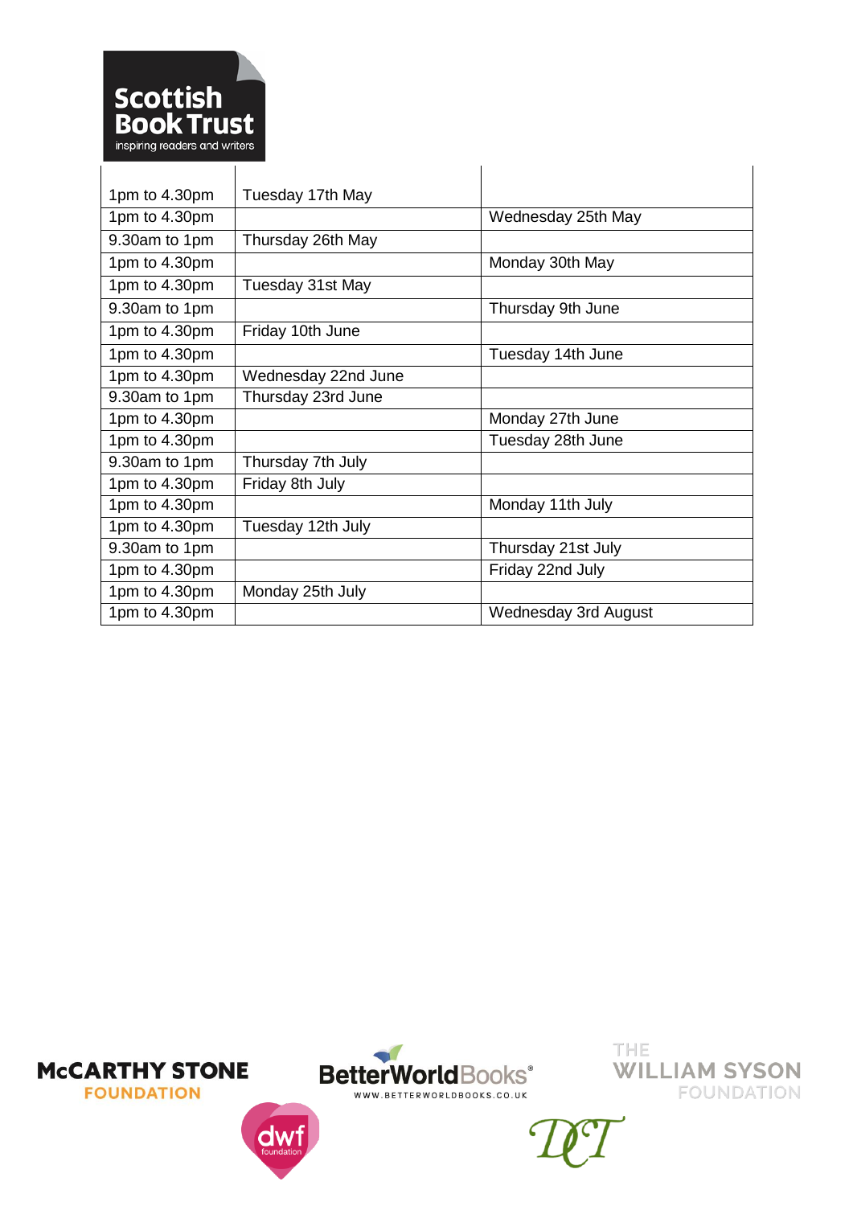| | | |
|---|---|---|
| 1pm to 4.30pm | Tuesday 17th May | |
| 1pm to 4.30pm | | Wednesday 25th May |
| 9.30am to 1pm | Thursday 26th May | |
| 1pm to 4.30pm | | Monday 30th May |
| 1pm to 4.30pm | Tuesday 31st May | |
| 9.30am to 1pm | | Thursday 9th June |
| 1pm to 4.30pm | Friday 10th June | |
| 1pm to 4.30pm | | Tuesday 14th June |
| 1pm to 4.30pm | Wednesday 22nd June | |
| 9.30am to 1pm | Thursday 23rd June | |
| 1pm to 4.30pm | | Monday 27th June |
| 1pm to 4.30pm | | Tuesday 28th June |
| 9.30am to 1pm | Thursday 7th July | |
| 1pm to 4.30pm | Friday 8th July | |
| 1pm to 4.30pm | | Monday 11th July |
| 1pm to 4.30pm | Tuesday 12th July | |
| 9.30am to 1pm | | Thursday 21st July |
| 1pm to 4.30pm | | Friday 22nd July |
| 1pm to 4.30pm | Monday 25th July | |
| 1pm to 4.30pm | | Wednesday 3rd August |